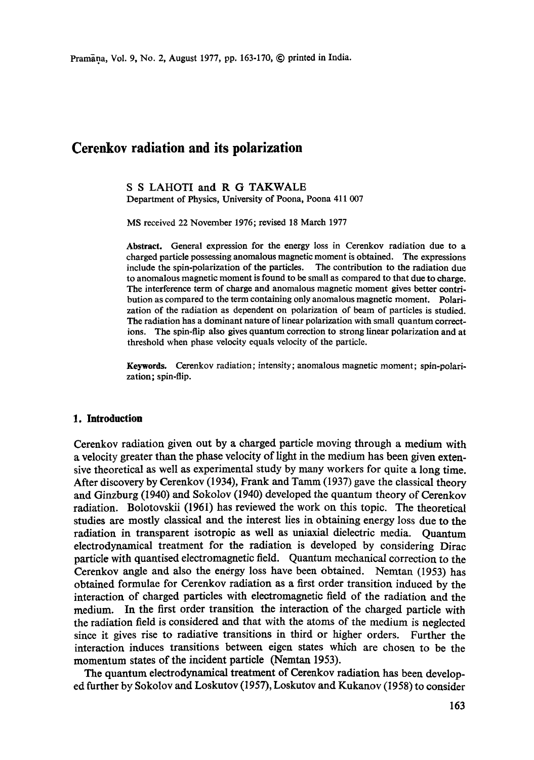# Cerenkov radiation and its polarization

S S LAHOTI and R G TAKWALE
Department of Physics, University of Poona, Poona 411 007

MS received 22 November 1976; revised 18 March 1977

**Abstract.** General expression for the energy loss in Cerenkov radiation due to a charged particle possessing anomalous magnetic moment is obtained. The expressions include the spin-polarization of the particles. The contribution to the radiation due to anomalous magnetic moment is found to be small as compared to that due to charge. The interference term of charge and anomalous magnetic moment gives better contribution as compared to the term containing only anomalous magnetic moment. Polarization of the radiation as dependent on polarization of beam of particles is studied. The radiation has a dominant nature of linear polarization with small quantum corrections. The spin-flip also gives quantum correction to strong linear polarization and at threshold when phase velocity equals velocity of the particle.

**Keywords.** Cerenkov radiation; intensity; anomalous magnetic moment; spin-polarization; spin-flip.

## 1. Introduction

Cerenkov radiation given out by a charged particle moving through a medium with a velocity greater than the phase velocity of light in the medium has been given extensive theoretical as well as experimental study by many workers for quite a long time. After discovery by Cerenkov (1934), Frank and Tamm (1937) gave the classical theory and Ginzburg (1940) and Sokolov (1940) developed the quantum theory of Cerenkov radiation. Bolotovskii (1961) has reviewed the work on this topic. The theoretical studies are mostly classical and the interest lies in obtaining energy loss due to the radiation in transparent isotropic as well as uniaxial dielectric media. Quantum electrodynamical treatment for the radiation is developed by considering Dirac particle with quantised electromagnetic field. Quantum mechanical correction to the Cerenkov angle and also the energy loss have been obtained. Nemtan (1953) has obtained formulae for Cerenkov radiation as a first order transition induced by the interaction of charged particles with electromagnetic field of the radiation and the medium. In the first order transition the interaction of the charged particle with the radiation field is considered and that with the atoms of the medium is neglected since it gives rise to radiative transitions in third or higher orders. Further the interaction induces transitions between eigen states which are chosen to be the momentum states of the incident particle (Nemtan 1953).

The quantum electrodynamical treatment of Cerenkov radiation has been developed further by Sokolov and Loskutov (1957), Loskutov and Kukanov (1958) to consider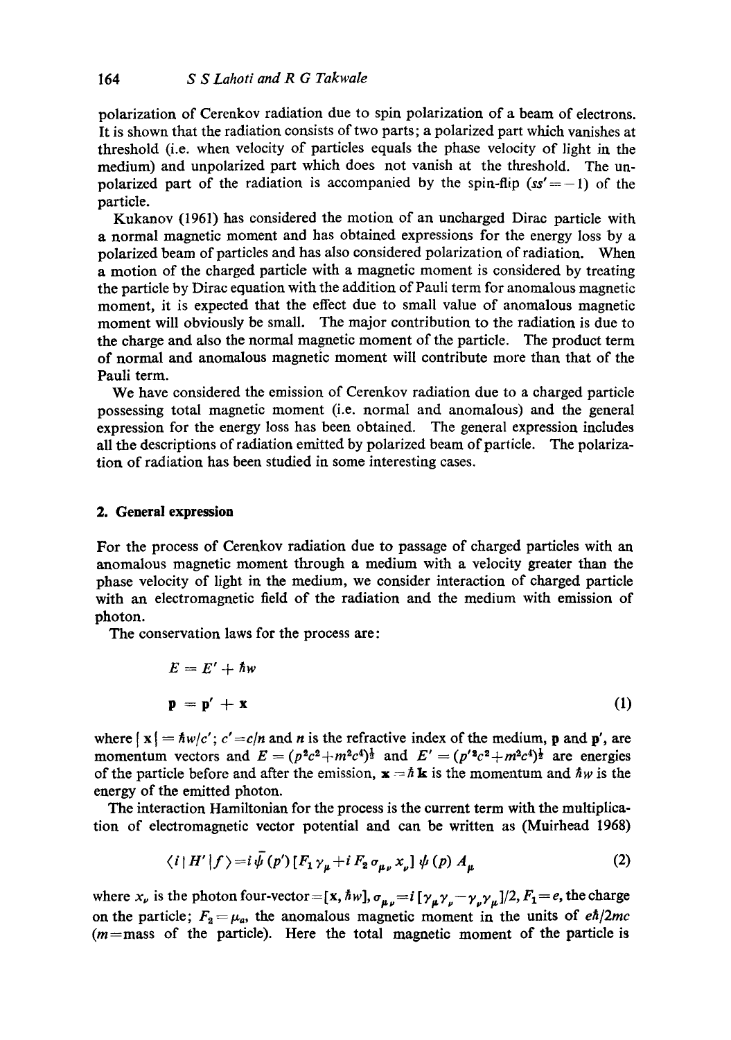polarization of Cerenkov radiation due to spin polarization of a beam of electrons. It is shown that the radiation consists of two parts; a polarized part which vanishes at threshold (i.e. when velocity of particles equals the phase velocity of light in the medium) and unpolarized part which does not vanish at the threshold. The unpolarized part of the radiation is accompanied by the spin-flip ($ss' = -1$) of the particle.

Kukanov (1961) has considered the motion of an uncharged Dirac particle with a normal magnetic moment and has obtained expressions for the energy loss by a polarized beam of particles and has also considered polarization of radiation. When a motion of the charged particle with a magnetic moment is considered by treating the particle by Dirac equation with the addition of Pauli term for anomalous magnetic moment, it is expected that the effect due to small value of anomalous magnetic moment will obviously be small. The major contribution to the radiation is due to the charge and also the normal magnetic moment of the particle. The product term of normal and anomalous magnetic moment will contribute more than that of the Pauli term.

We have considered the emission of Cerenkov radiation due to a charged particle possessing total magnetic moment (i.e. normal and anomalous) and the general expression for the energy loss has been obtained. The general expression includes all the descriptions of radiation emitted by polarized beam of particle. The polarization of radiation has been studied in some interesting cases.

## 2. General expression

For the process of Cerenkov radiation due to passage of charged particles with an anomalous magnetic moment through a medium with a velocity greater than the phase velocity of light in the medium, we consider interaction of charged particle with an electromagnetic field of the radiation and the medium with emission of photon.

The conservation laws for the process are:

$$E = E' + \hbar w$$

$$\mathbf{p} = \mathbf{p}' + \boldsymbol{\varkappa} \tag{1}$$

where $|\boldsymbol{\varkappa}| = \hbar w/c'$; $c' = c/n$ and $n$ is the refractive index of the medium, $\mathbf{p}$ and $\mathbf{p}'$, are momentum vectors and $E = (p^2c^2 + m^2c^4)^{\frac{1}{2}}$ and $E' = (p'^2c^2 + m^2c^4)^{\frac{1}{2}}$ are energies of the particle before and after the emission, $\boldsymbol{\varkappa} = \hbar\mathbf{k}$ is the momentum and $\hbar w$ is the energy of the emitted photon.

The interaction Hamiltonian for the process is the current term with the multiplication of electromagnetic vector potential and can be written as (Muirhead 1968)

$$\langle i \,|\, H' \,|\, f \rangle = i\,\bar{\psi}(p')\,[F_1\,\gamma_\mu + i\,F_2\,\sigma_{\mu\nu}\,x_\nu]\,\psi(p)\,A_\mu \tag{2}$$

where $x_\nu$ is the photon four-vector $= [\mathbf{x}, \hbar w]$, $\sigma_{\mu\nu} = i\,[\gamma_\mu\gamma_\nu - \gamma_\nu\gamma_\mu]/2$, $F_1 = e$, the charge on the particle; $F_2 = \mu_a$, the anomalous magnetic moment in the units of $e\hbar/2mc$ ($m$ = mass of the particle). Here the total magnetic moment of the particle is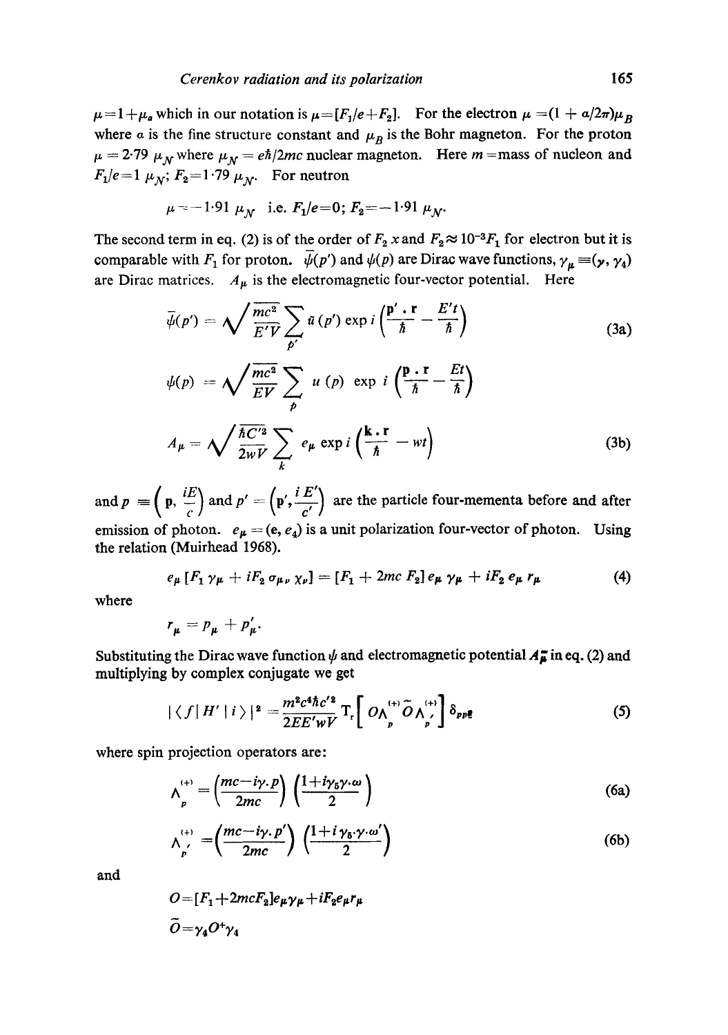$\mu = 1 + \mu_a$ which in our notation is $\mu = [F_1/e + F_2]$. For the electron $\mu = (1 + \alpha/2\pi)\mu_B$ where $\alpha$ is the fine structure constant and $\mu_B$ is the Bohr magneton. For the proton $\mu = 2{\cdot}79\ \mu_{\mathcal{N}}$ where $\mu_{\mathcal{N}} = e\hbar/2mc$ nuclear magneton. Here $m$ = mass of nucleon and $F_1/e = 1\ \mu_{\mathcal{N}}$; $F_2 = 1{\cdot}79\ \mu_{\mathcal{N}}$. For neutron

$$\mu = -1{\cdot}91\ \mu_{\mathcal{N}} \quad \text{i.e. } F_1/e = 0;\ F_2 = -1{\cdot}91\ \mu_{\mathcal{N}}.$$

The second term in eq. (2) is of the order of $F_2\, x$ and $F_2 \approx 10^{-3} F_1$ for electron but it is comparable with $F_1$ for proton. $\bar{\psi}(p')$ and $\psi(p)$ are Dirac wave functions, $\gamma_\mu \equiv (\gamma, \gamma_4)$ are Dirac matrices. $A_\mu$ is the electromagnetic four-vector potential. Here

$$\bar{\psi}(p') = \sqrt{\frac{mc^2}{E'V}} \sum_{p'} \bar{u}(p') \exp i\left(\frac{\mathbf{p}' \cdot \mathbf{r}}{\hbar} - \frac{E't}{\hbar}\right) \tag{3a}$$

$$\psi(p) = \sqrt{\frac{mc^2}{EV}} \sum_{p} u(p) \exp i\left(\frac{\mathbf{p} \cdot \mathbf{r}}{\hbar} - \frac{Et}{\hbar}\right)$$

$$A_\mu = \sqrt{\frac{\hbar C'^2}{2wV}} \sum_{k} e_\mu \exp i\left(\frac{\mathbf{k} \cdot \mathbf{r}}{\hbar} - wt\right) \tag{3b}$$

and $p \equiv \left(\mathbf{p}, \frac{iE}{c}\right)$ and $p' = \left(\mathbf{p}', \frac{iE'}{c'}\right)$ are the particle four-mementa before and after emission of photon. $e_\mu = (\mathbf{e}, e_4)$ is a unit polarization four-vector of photon. Using the relation (Muirhead 1968).

$$e_\mu\,[F_1\,\gamma_\mu + iF_2\,\sigma_{\mu\nu}\,\chi_\nu] = [F_1 + 2mc\,F_2]\,e_\mu\,\gamma_\mu + iF_2\,e_\mu\,r_\mu \tag{4}$$

where

$$r_\mu = p_\mu + p'_\mu.$$

Substituting the Dirac wave function $\psi$ and electromagnetic potential $A_\mu$ in eq. (2) and multiplying by complex conjugate we get

$$|\langle f|\,H'\,|i\rangle|^2 = \frac{m^2c^4\hbar c'^2}{2EE'wV}\,T_r\left[\,O\Lambda_p^{(+)}\,\tilde{O}\,\Lambda_{p'}^{(+)}\right]\delta_{pp\mathbf{g}} \tag{5}$$

where spin projection operators are:

$$\Lambda_p^{(+)} = \left(\frac{mc - i\gamma.p}{2mc}\right)\left(\frac{1 + i\gamma_5\gamma.\omega}{2}\right) \tag{6a}$$

$$\Lambda_{p'}^{(+)} = \left(\frac{mc - i\gamma.p'}{2mc}\right)\left(\frac{1 + i\,\gamma_5{\cdot}\gamma{\cdot}\omega'}{2}\right) \tag{6b}$$

and

$$O = [F_1 + 2mcF_2]\,e_\mu\gamma_\mu + iF_2 e_\mu r_\mu$$

$$\tilde{O} = \gamma_4 O^+ \gamma_4$$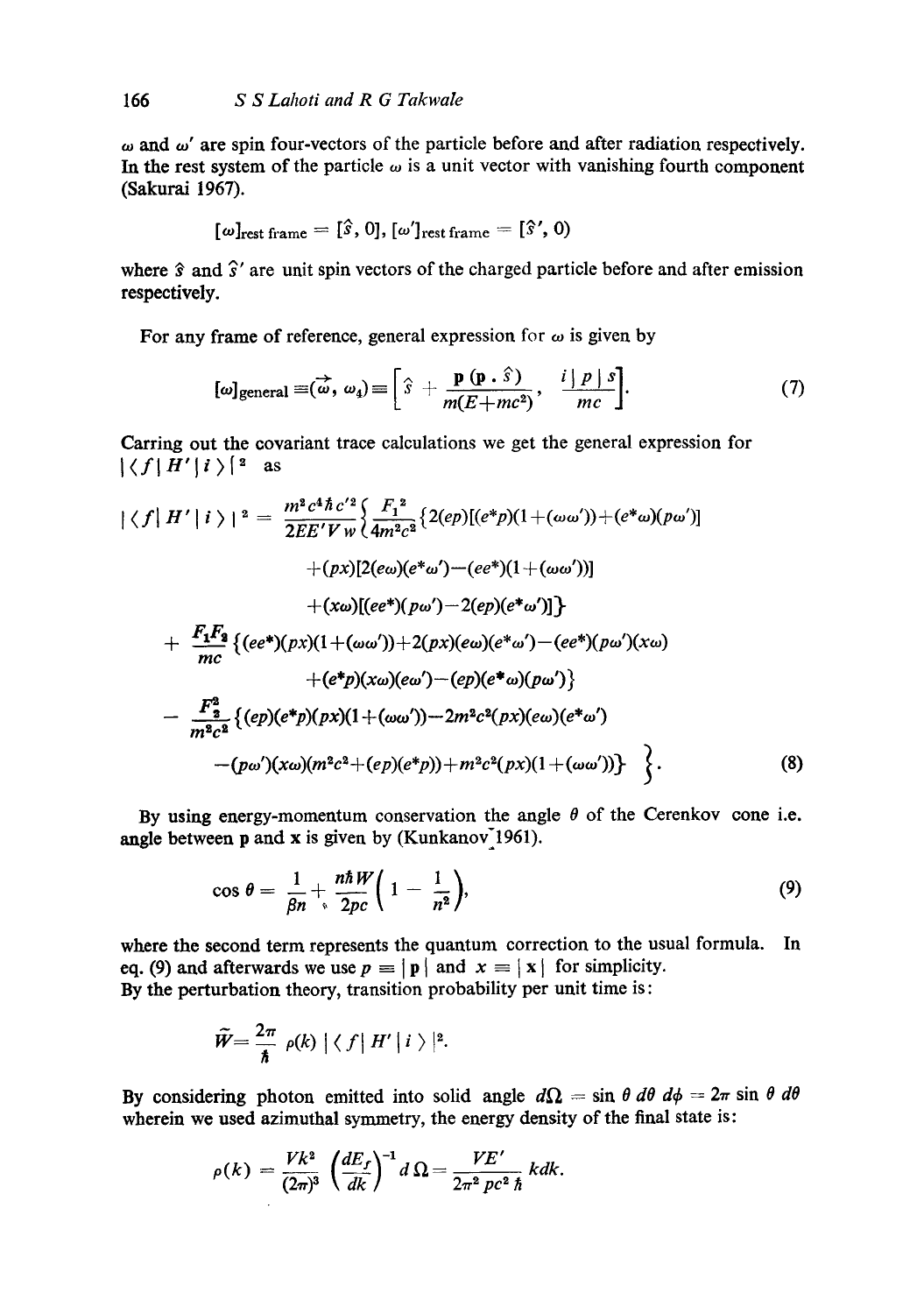$\omega$ and $\omega'$ are spin four-vectors of the particle before and after radiation respectively. In the rest system of the particle $\omega$ is a unit vector with vanishing fourth component (Sakurai 1967).

$$[\omega]_{\text{rest frame}} = [\hat{s}, 0], \; [\omega']_{\text{rest frame}} = [\hat{s}', 0)$$

where $\hat{s}$ and $\hat{s}'$ are unit spin vectors of the charged particle before and after emission respectively.

For any frame of reference, general expression for $\omega$ is given by

$$[\omega]_{\text{general}} \equiv (\vec{\omega}, \omega_4) \equiv \left[ \hat{s} + \frac{\mathbf{p}\,(\mathbf{p} \cdot \hat{s})}{m(E+mc^2)}, \; \frac{i\,|\,p\,|\,s}{mc} \right]. \tag{7}$$

Carring out the covariant trace calculations we get the general expression for $|\langle f|\, H' \,|\, i\rangle|^2$ as

$$\begin{aligned}
|\langle f|\, H' \,|\, i\rangle|^2 = \frac{m^2 c^4 \hbar c'^2}{2EE'Vw} \Big\{ & \frac{F_1^2}{4m^2c^2} \{2(ep)[(e^*p)(1+(\omega\omega'))+(e^*\omega)(p\omega')] \\
& +(px)[2(e\omega)(e^*\omega')-(ee^*)(1+(\omega\omega'))] \\
& +(x\omega)[(ee^*)(p\omega')-2(ep)(e^*\omega')]\} \\
+ & \frac{F_1F_2}{mc} \{(ee^*)(px)(1+(\omega\omega'))+2(px)(e\omega)(e^*\omega')-(ee^*)(p\omega')(x\omega) \\
& +(e^*p)(x\omega)(e\omega')-(ep)(e^*\omega)(p\omega')\} \\
- & \frac{F_2^2}{m^2c^2} \{(ep)(e^*p)(px)(1+(\omega\omega'))-2m^2c^2(px)(e\omega)(e^*\omega') \\
& -(p\omega')(x\omega)(m^2c^2+(ep)(e^*p))+m^2c^2(px)(1+(\omega\omega'))\} \Big\}.
\end{aligned} \tag{8}$$

By using energy-momentum conservation the angle $\theta$ of the Cerenkov cone i.e. angle between $\mathbf{p}$ and $\mathbf{x}$ is given by (Kunkanov 1961).

$$\cos\theta = \frac{1}{\beta n} + \frac{n\hbar W}{2pc}\left(1 - \frac{1}{n^2}\right), \tag{9}$$

where the second term represents the quantum correction to the usual formula. In eq. (9) and afterwards we use $p \equiv |\,\mathbf{p}\,|$ and $x \equiv |\,\mathbf{x}\,|$ for simplicity.
By the perturbation theory, transition probability per unit time is:

$$\widetilde{W} = \frac{2\pi}{\hbar}\, \rho(k)\, |\langle f|\, H' \,|\, i\rangle|^2.$$

By considering photon emitted into solid angle $d\Omega = \sin\theta\, d\theta\, d\phi = 2\pi \sin\theta\, d\theta$ wherein we used azimuthal symmetry, the energy density of the final state is:

$$\rho(k) = \frac{Vk^2}{(2\pi)^3}\left(\frac{dE_f}{dk}\right)^{-1} d\,\Omega = \frac{VE'}{2\pi^2\, pc^2\,\hbar}\, kdk.$$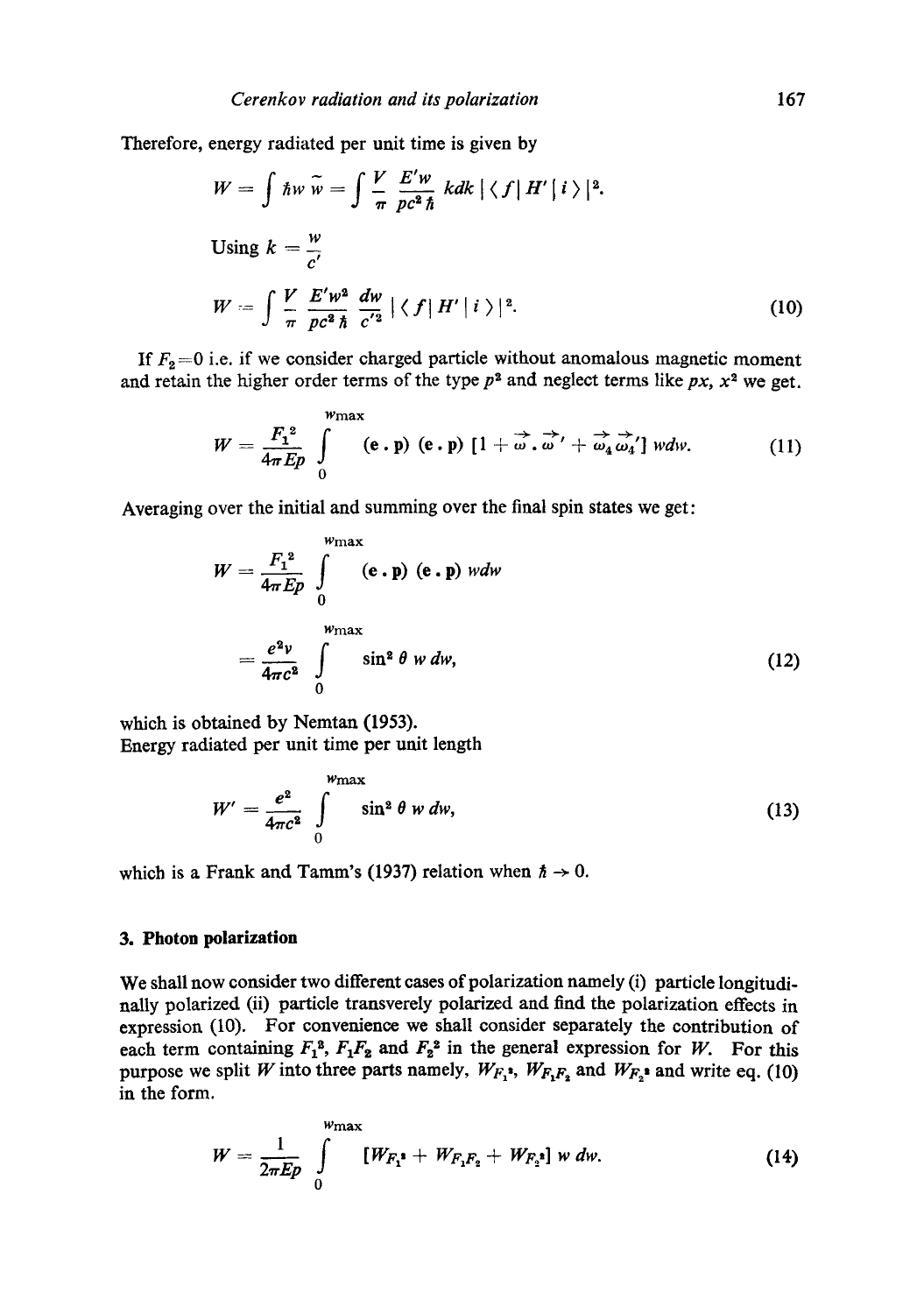Therefore, energy radiated per unit time is given by

$$W = \int \hbar w \, \tilde{w} = \int \frac{V}{\pi} \frac{E'w}{pc^2 \hbar} \, kdk \, |\langle f | H' | i \rangle|^2.$$

Using $k = \dfrac{w}{c'}$

$$W = \int \frac{V}{\pi} \frac{E'w^2}{pc^2 \hbar} \frac{dw}{c'^2} \, |\langle f | H' | i \rangle|^2. \tag{10}$$

If $F_2 = 0$ i.e. if we consider charged particle without anomalous magnetic moment and retain the higher order terms of the type $p^2$ and neglect terms like $px$, $x^2$ we get.

$$W = \frac{F_1^2}{4\pi Ep} \int_0^{w_{\max}} (\mathbf{e} \cdot \mathbf{p}) \, (\mathbf{e} \cdot \mathbf{p}) \, [1 + \vec{\omega} \cdot \vec{\omega}' + \vec{\omega}_4 \vec{\omega}_4'] \, w dw. \tag{11}$$

Averaging over the initial and summing over the final spin states we get:

$$W = \frac{F_1^2}{4\pi Ep} \int_0^{w_{\max}} (\mathbf{e} \cdot \mathbf{p}) \, (\mathbf{e} \cdot \mathbf{p}) \, w dw$$

$$= \frac{e^2 v}{4\pi c^2} \int_0^{w_{\max}} \sin^2 \theta \, w \, dw, \tag{12}$$

which is obtained by Nemtan (1953).

Energy radiated per unit time per unit length

$$W' = \frac{e^2}{4\pi c^2} \int_0^{w_{\max}} \sin^2 \theta \, w \, dw, \tag{13}$$

which is a Frank and Tamm's (1937) relation when $\hbar \to 0$.

## 3. Photon polarization

We shall now consider two different cases of polarization namely (i) particle longitudinally polarized (ii) particle transverely polarized and find the polarization effects in expression (10). For convenience we shall consider separately the contribution of each term containing $F_1^2$, $F_1 F_2$ and $F_2^2$ in the general expression for $W$. For this purpose we split $W$ into three parts namely, $W_{F_1^2}$, $W_{F_1 F_2}$ and $W_{F_2^2}$ and write eq. (10) in the form.

$$W = \frac{1}{2\pi Ep} \int_0^{w_{\max}} [W_{F_1^2} + W_{F_1 F_2} + W_{F_2^2}] \, w \, dw. \tag{14}$$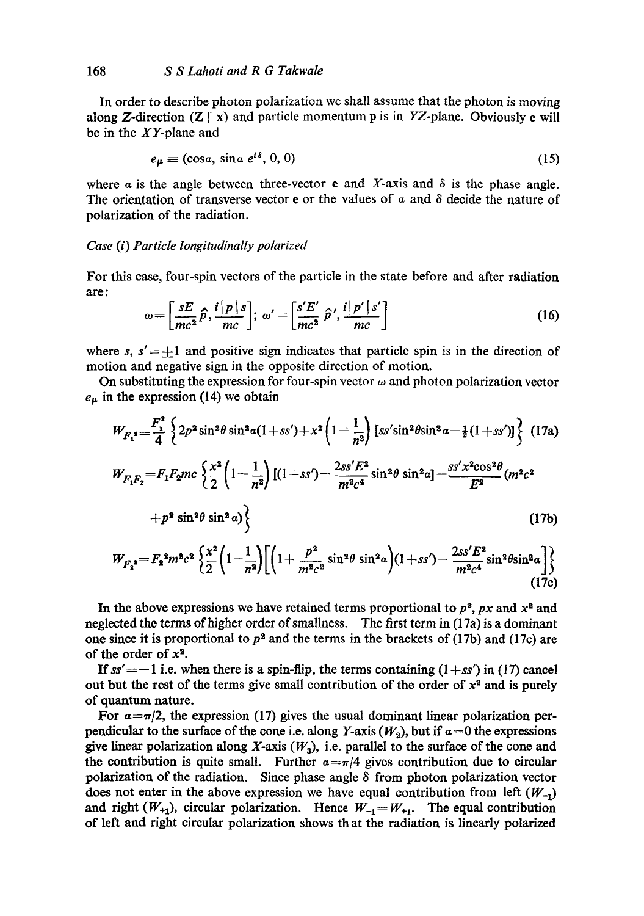In order to describe photon polarization we shall assume that the photon is moving along $Z$-direction ($\mathbf{Z} \parallel \mathbf{x}$) and particle momentum $\mathbf{p}$ is in $YZ$-plane. Obviously $\mathbf{e}$ will be in the $XY$-plane and

$$e_\mu \equiv (\cos\alpha,\ \sin\alpha\, e^{i\delta},\ 0,\ 0) \tag{15}$$

where $\alpha$ is the angle between three-vector $\mathbf{e}$ and $X$-axis and $\delta$ is the phase angle. The orientation of transverse vector $\mathbf{e}$ or the values of $\alpha$ and $\delta$ decide the nature of polarization of the radiation.

*Case (i) Particle longitudinally polarized*

For this case, four-spin vectors of the particle in the state before and after radiation are:

$$\omega = \left[\frac{sE}{mc^2}\hat{p}, \frac{i|p|s}{mc}\right];\ \omega' = \left[\frac{s'E'}{mc^2}\hat{p}', \frac{i|p'|s'}{mc}\right] \tag{16}$$

where $s$, $s' = \pm 1$ and positive sign indicates that particle spin is in the direction of motion and negative sign in the opposite direction of motion.

On substituting the expression for four-spin vector $\omega$ and photon polarization vector $e_\mu$ in the expression (14) we obtain

$$W_{F_1^2} = \frac{F_1^2}{4}\left\{2p^2\sin^2\theta\sin^2\alpha(1+ss') + x^2\left(1-\frac{1}{n^2}\right)[ss'\sin^2\theta\sin^2\alpha - \tfrac{1}{2}(1+ss')]\right\} \tag{17a}$$

$$W_{F_1F_2} = F_1F_2mc\left\{\frac{x^2}{2}\left(1-\frac{1}{n^2}\right)\left[(1+ss') - \frac{2ss'E^2}{m^2c^4}\sin^2\theta\,\sin^2\alpha\right] - \frac{ss'x^2\cos^2\theta}{E^2}(m^2c^2 + p^2\sin^2\theta\,\sin^2\alpha)\right\} \tag{17b}$$

$$W_{F_2^2} = F_2^2m^2c^2\left\{\frac{x^2}{2}\left(1-\frac{1}{n^2}\right)\left[\left(1+\frac{p^2}{m^2c^2}\sin^2\theta\,\sin^2\alpha\right)(1+ss') - \frac{2ss'E^2}{m^2c^4}\sin^2\theta\sin^2\alpha\right]\right\} \tag{17c}$$

In the above expressions we have retained terms proportional to $p^2$, $px$ and $x^2$ and neglected the terms of higher order of smallness. The first term in (17a) is a dominant one since it is proportional to $p^2$ and the terms in the brackets of (17b) and (17c) are of the order of $x^2$.

If $ss' = -1$ i.e. when there is a spin-flip, the terms containing $(1+ss')$ in (17) cancel out but the rest of the terms give small contribution of the order of $x^2$ and is purely of quantum nature.

For $\alpha = \pi/2$, the expression (17) gives the usual dominant linear polarization perpendicular to the surface of the cone i.e. along $Y$-axis ($W_2$), but if $\alpha = 0$ the expressions give linear polarization along $X$-axis ($W_3$), i.e. parallel to the surface of the cone and the contribution is quite small. Further $\alpha = \pi/4$ gives contribution due to circular polarization of the radiation. Since phase angle $\delta$ from photon polarization vector does not enter in the above expression we have equal contribution from left ($W_{-1}$) and right ($W_{+1}$), circular polarization. Hence $W_{-1} = W_{+1}$. The equal contribution of left and right circular polarization shows that the radiation is linearly polarized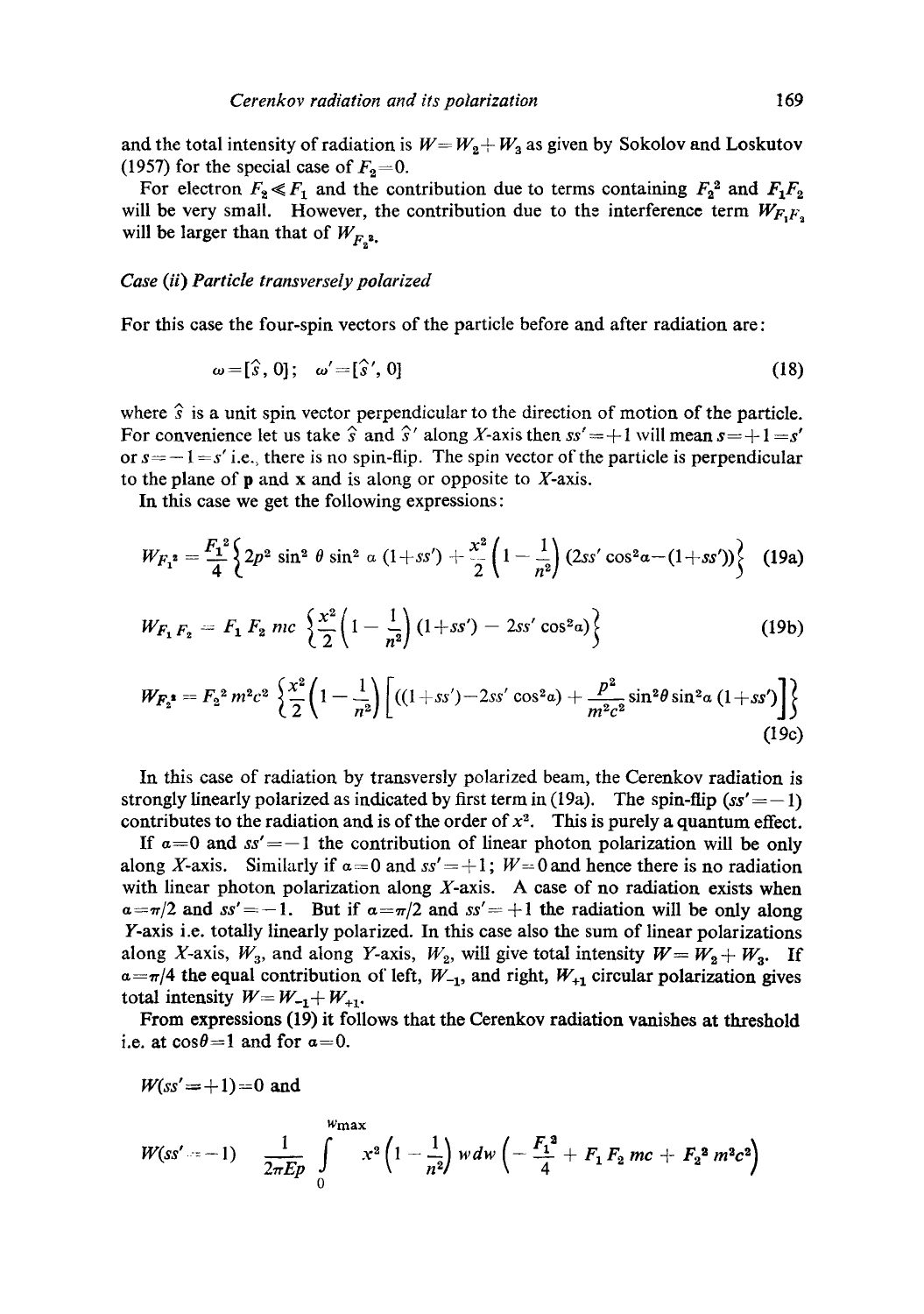and the total intensity of radiation is $W = W_2 + W_3$ as given by Sokolov and Loskutov (1957) for the special case of $F_2 = 0$.

For electron $F_2 \ll F_1$ and the contribution due to terms containing $F_2^2$ and $F_1F_2$ will be very small. However, the contribution due to the interference term $W_{F_1F_2}$ will be larger than that of $W_{F_2^2}$.

*Case (ii) Particle transversely polarized*

For this case the four-spin vectors of the particle before and after radiation are:

$$\omega = [\hat{s}, 0]; \quad \omega' = [\hat{s}', 0] \tag{18}$$

where $\hat{s}$ is a unit spin vector perpendicular to the direction of motion of the particle. For convenience let us take $\hat{s}$ and $\hat{s}'$ along $X$-axis then $ss' = +1$ will mean $s = +1 = s'$ or $s = -1 = s'$ i.e., there is no spin-flip. The spin vector of the particle is perpendicular to the plane of $\mathbf{p}$ and $\mathbf{x}$ and is along or opposite to $X$-axis.

In this case we get the following expressions:

$$W_{F_1^2} = \frac{F_1^2}{4}\left\{2p^2 \sin^2\theta \sin^2\alpha\,(1+ss') + \frac{x^2}{2}\left(1-\frac{1}{n^2}\right)(2ss'\cos^2\alpha - (1+ss'))\right\} \tag{19a}$$

$$W_{F_1F_2} = F_1 F_2\, mc\left\{\frac{x^2}{2}\left(1-\frac{1}{n^2}\right)(1+ss') - 2ss'\cos^2\alpha\right\} \tag{19b}$$

$$W_{F_2^2} = F_2^2 m^2c^2\left\{\frac{x^2}{2}\left(1-\frac{1}{n^2}\right)\left[((1+ss') - 2ss'\cos^2\alpha) + \frac{p^2}{m^2c^2}\sin^2\theta\sin^2\alpha\,(1+ss')\right]\right\} \tag{19c}$$

In this case of radiation by transversly polarized beam, the Cerenkov radiation is strongly linearly polarized as indicated by first term in (19a). The spin-flip ($ss' = -1$) contributes to the radiation and is of the order of $x^2$. This is purely a quantum effect.

If $\alpha = 0$ and $ss' = -1$ the contribution of linear photon polarization will be only along $X$-axis. Similarly if $\alpha = 0$ and $ss' = +1$; $W = 0$ and hence there is no radiation with linear photon polarization along $X$-axis. A case of no radiation exists when $\alpha = \pi/2$ and $ss' = -1$. But if $\alpha = \pi/2$ and $ss' = +1$ the radiation will be only along $Y$-axis i.e. totally linearly polarized. In this case also the sum of linear polarizations along $X$-axis, $W_3$, and along $Y$-axis, $W_2$, will give total intensity $W = W_2 + W_3$. If $\alpha = \pi/4$ the equal contribution of left, $W_{-1}$, and right, $W_{+1}$ circular polarization gives total intensity $W = W_{-1} + W_{+1}$.

From expressions (19) it follows that the Cerenkov radiation vanishes at threshold i.e. at $\cos\theta = 1$ and for $\alpha = 0$.

$W(ss' = +1) = 0$ and

$$W(ss' = -1) \quad \frac{1}{2\pi E p}\int_0^{w_{\max}} x^2\left(1-\frac{1}{n^2}\right) w\,dw\left(-\frac{F_1^2}{4} + F_1F_2\,mc + F_2^2 m^2c^2\right)$$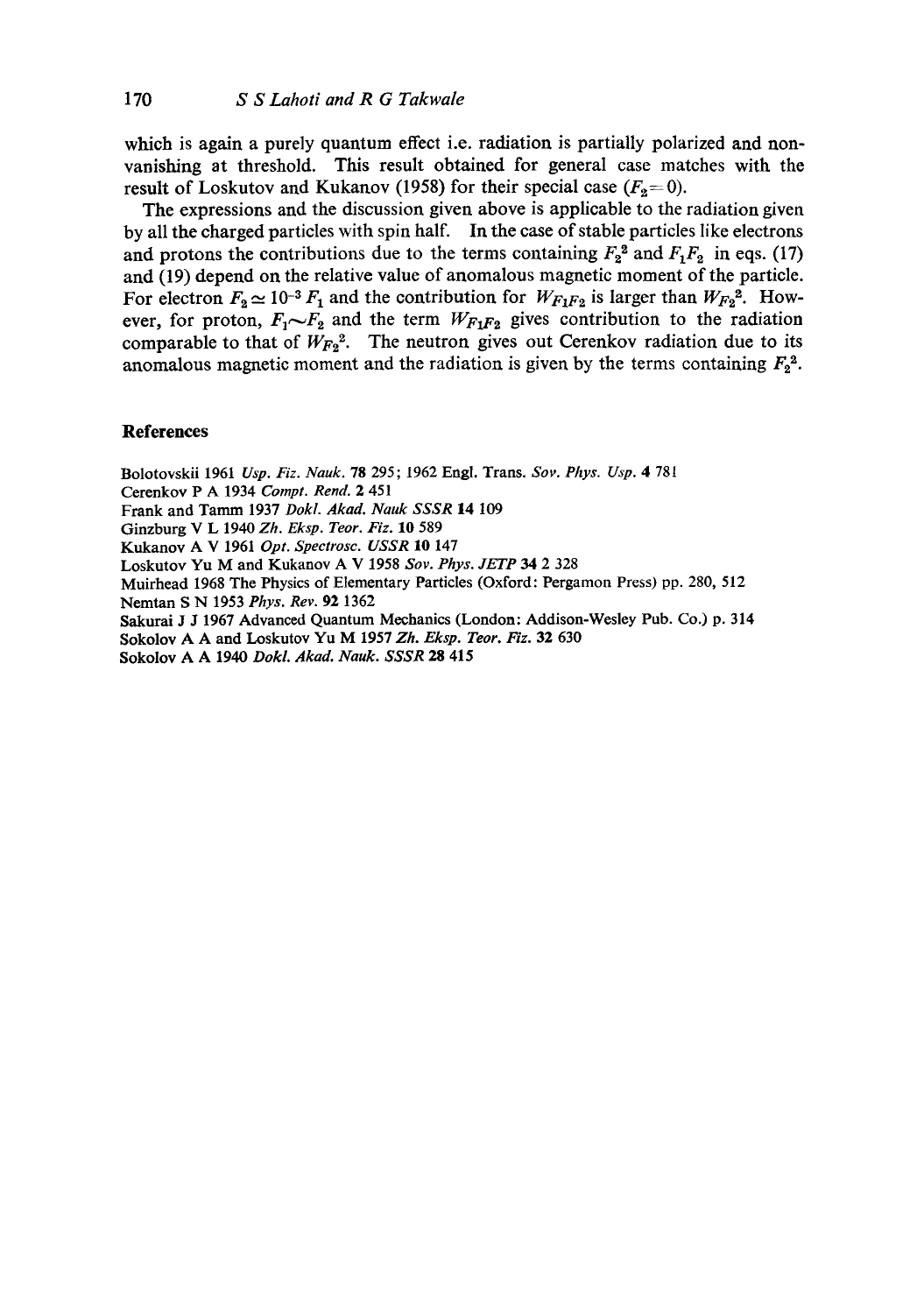which is again a purely quantum effect i.e. radiation is partially polarized and non-vanishing at threshold. This result obtained for general case matches with the result of Loskutov and Kukanov (1958) for their special case ($F_2 = 0$).

The expressions and the discussion given above is applicable to the radiation given by all the charged particles with spin half. In the case of stable particles like electrons and protons the contributions due to the terms containing $F_2^2$ and $F_1F_2$ in eqs. (17) and (19) depend on the relative value of anomalous magnetic moment of the particle. For electron $F_2 \simeq 10^{-3} F_1$ and the contribution for $W_{F_1F_2}$ is larger than $W_{F_2^2}$. However, for proton, $F_1 \sim F_2$ and the term $W_{F_1F_2}$ gives contribution to the radiation comparable to that of $W_{F_2^2}$. The neutron gives out Cerenkov radiation due to its anomalous magnetic moment and the radiation is given by the terms containing $F_2^2$.

## References

Bolotovskii 1961 *Usp. Fiz. Nauk.* **78** 295; 1962 Engl. Trans. *Sov. Phys. Usp.* **4** 781

Cerenkov P A 1934 *Compt. Rend.* **2** 451

Frank and Tamm 1937 *Dokl. Akad. Nauk SSSR* **14** 109

Ginzburg V L 1940 *Zh. Eksp. Teor. Fiz.* **10** 589

Kukanov A V 1961 *Opt. Spectrosc. USSR* **10** 147

Loskutov Yu M and Kukanov A V 1958 *Sov. Phys. JETP* **34** 2 328

Muirhead 1968 The Physics of Elementary Particles (Oxford: Pergamon Press) pp. 280, 512

Nemtan S N 1953 *Phys. Rev.* **92** 1362

Sakurai J J 1967 Advanced Quantum Mechanics (London: Addison-Wesley Pub. Co.) p. 314

Sokolov A A and Loskutov Yu M 1957 *Zh. Eksp. Teor. Fiz.* **32** 630

Sokolov A A 1940 *Dokl. Akad. Nauk. SSSR* **28** 415